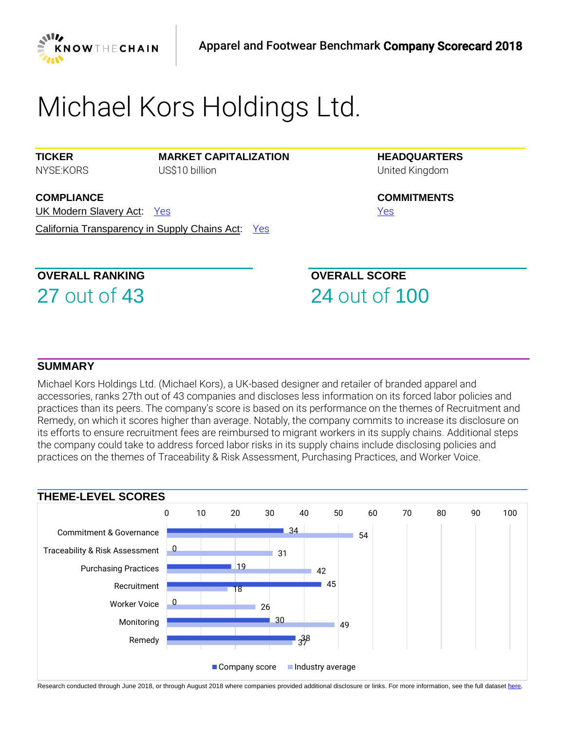KNOWTHECHAIN

Apparel and Footwear Benchmark **Company Scorecard 2018**

# Michael Kors Holdings Ltd.

**TICKER**
NYSE:KORS

**MARKET CAPITALIZATION**
US$10 billion

**HEADQUARTERS**
United Kingdom

**COMPLIANCE**
UK Modern Slavery Act: Yes
California Transparency in Supply Chains Act: Yes

**COMMITMENTS**
Yes

## OVERALL RANKING

27 out of 43

## OVERALL SCORE

24 out of 100

## SUMMARY

Michael Kors Holdings Ltd. (Michael Kors), a UK-based designer and retailer of branded apparel and accessories, ranks 27th out of 43 companies and discloses less information on its forced labor policies and practices than its peers. The company's score is based on its performance on the themes of Recruitment and Remedy, on which it scores higher than average. Notably, the company commits to increase its disclosure on its efforts to ensure recruitment fees are reimbursed to migrant workers in its supply chains. Additional steps the company could take to address forced labor risks in its supply chains include disclosing policies and practices on the themes of Traceability & Risk Assessment, Purchasing Practices, and Worker Voice.

## THEME-LEVEL SCORES

| Theme | Company score | Industry average |
|---|---|---|
| Commitment & Governance | 34 | 54 |
| Traceability & Risk Assessment | 0 | 31 |
| Purchasing Practices | 19 | 42 |
| Recruitment | 45 | 18 |
| Worker Voice | 0 | 26 |
| Monitoring | 30 | 49 |
| Remedy | 38 | 37 |

Research conducted through June 2018, or through August 2018 where companies provided additional disclosure or links. For more information, see the full dataset here.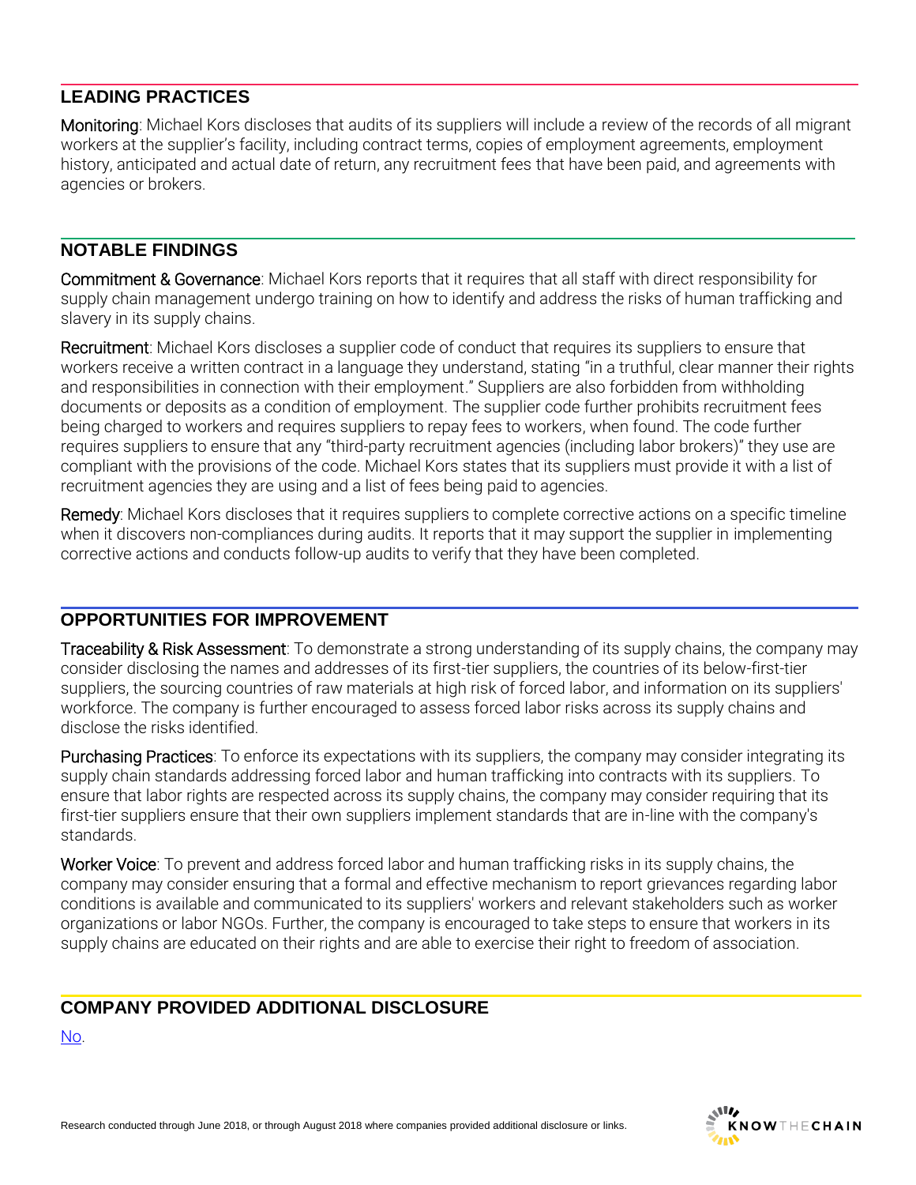## LEADING PRACTICES

Monitoring: Michael Kors discloses that audits of its suppliers will include a review of the records of all migrant workers at the supplier's facility, including contract terms, copies of employment agreements, employment history, anticipated and actual date of return, any recruitment fees that have been paid, and agreements with agencies or brokers.

## NOTABLE FINDINGS

Commitment & Governance: Michael Kors reports that it requires that all staff with direct responsibility for supply chain management undergo training on how to identify and address the risks of human trafficking and slavery in its supply chains.

Recruitment: Michael Kors discloses a supplier code of conduct that requires its suppliers to ensure that workers receive a written contract in a language they understand, stating "in a truthful, clear manner their rights and responsibilities in connection with their employment." Suppliers are also forbidden from withholding documents or deposits as a condition of employment. The supplier code further prohibits recruitment fees being charged to workers and requires suppliers to repay fees to workers, when found. The code further requires suppliers to ensure that any "third-party recruitment agencies (including labor brokers)" they use are compliant with the provisions of the code. Michael Kors states that its suppliers must provide it with a list of recruitment agencies they are using and a list of fees being paid to agencies.

Remedy: Michael Kors discloses that it requires suppliers to complete corrective actions on a specific timeline when it discovers non-compliances during audits. It reports that it may support the supplier in implementing corrective actions and conducts follow-up audits to verify that they have been completed.

## OPPORTUNITIES FOR IMPROVEMENT

Traceability & Risk Assessment: To demonstrate a strong understanding of its supply chains, the company may consider disclosing the names and addresses of its first-tier suppliers, the countries of its below-first-tier suppliers, the sourcing countries of raw materials at high risk of forced labor, and information on its suppliers' workforce. The company is further encouraged to assess forced labor risks across its supply chains and disclose the risks identified.

Purchasing Practices: To enforce its expectations with its suppliers, the company may consider integrating its supply chain standards addressing forced labor and human trafficking into contracts with its suppliers. To ensure that labor rights are respected across its supply chains, the company may consider requiring that its first-tier suppliers ensure that their own suppliers implement standards that are in-line with the company's standards.

Worker Voice: To prevent and address forced labor and human trafficking risks in its supply chains, the company may consider ensuring that a formal and effective mechanism to report grievances regarding labor conditions is available and communicated to its suppliers' workers and relevant stakeholders such as worker organizations or labor NGOs. Further, the company is encouraged to take steps to ensure that workers in its supply chains are educated on their rights and are able to exercise their right to freedom of association.

## COMPANY PROVIDED ADDITIONAL DISCLOSURE

No.

Research conducted through June 2018, or through August 2018 where companies provided additional disclosure or links.